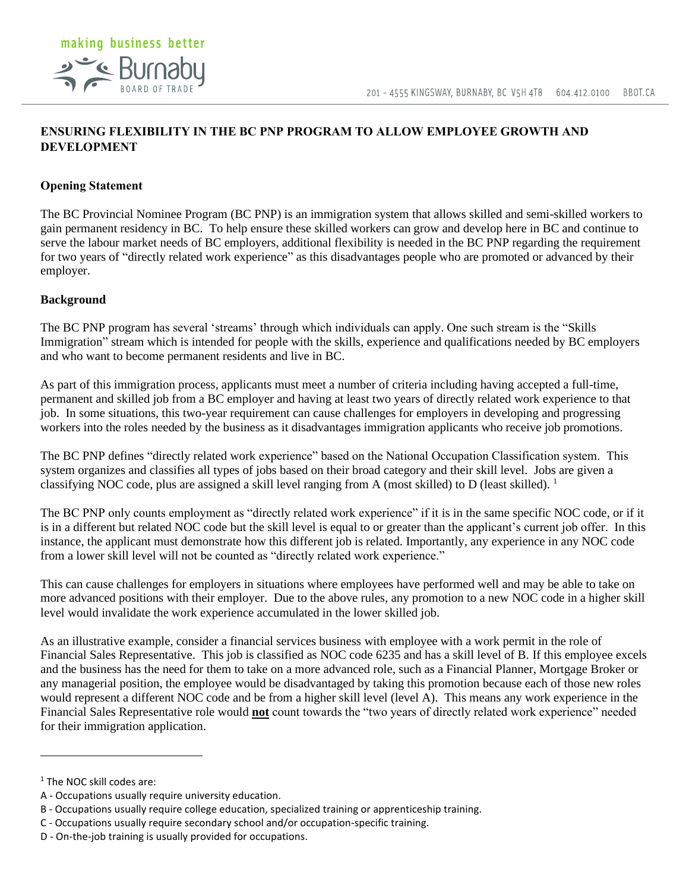# ENSURING FLEXIBILITY IN THE BC PNP PROGRAM TO ALLOW EMPLOYEE GROWTH AND DEVELOPMENT

## Opening Statement

The BC Provincial Nominee Program (BC PNP) is an immigration system that allows skilled and semi-skilled workers to gain permanent residency in BC. To help ensure these skilled workers can grow and develop here in BC and continue to serve the labour market needs of BC employers, additional flexibility is needed in the BC PNP regarding the requirement for two years of "directly related work experience" as this disadvantages people who are promoted or advanced by their employer.

## Background

The BC PNP program has several 'streams' through which individuals can apply. One such stream is the "Skills Immigration" stream which is intended for people with the skills, experience and qualifications needed by BC employers and who want to become permanent residents and live in BC.

As part of this immigration process, applicants must meet a number of criteria including having accepted a full-time, permanent and skilled job from a BC employer and having at least two years of directly related work experience to that job. In some situations, this two-year requirement can cause challenges for employers in developing and progressing workers into the roles needed by the business as it disadvantages immigration applicants who receive job promotions.

The BC PNP defines "directly related work experience" based on the National Occupation Classification system. This system organizes and classifies all types of jobs based on their broad category and their skill level. Jobs are given a classifying NOC code, plus are assigned a skill level ranging from A (most skilled) to D (least skilled). [1]

The BC PNP only counts employment as "directly related work experience" if it is in the same specific NOC code, or if it is in a different but related NOC code but the skill level is equal to or greater than the applicant's current job offer. In this instance, the applicant must demonstrate how this different job is related. Importantly, any experience in any NOC code from a lower skill level will not be counted as "directly related work experience."

This can cause challenges for employers in situations where employees have performed well and may be able to take on more advanced positions with their employer. Due to the above rules, any promotion to a new NOC code in a higher skill level would invalidate the work experience accumulated in the lower skilled job.

As an illustrative example, consider a financial services business with employee with a work permit in the role of Financial Sales Representative. This job is classified as NOC code 6235 and has a skill level of B. If this employee excels and the business has the need for them to take on a more advanced role, such as a Financial Planner, Mortgage Broker or any managerial position, the employee would be disadvantaged by taking this promotion because each of those new roles would represent a different NOC code and be from a higher skill level (level A). This means any work experience in the Financial Sales Representative role would **not** count towards the "two years of directly related work experience" needed for their immigration application.

---

[1] The NOC skill codes are:

A - Occupations usually require university education.

B - Occupations usually require college education, specialized training or apprenticeship training.

C - Occupations usually require secondary school and/or occupation-specific training.

D - On-the-job training is usually provided for occupations.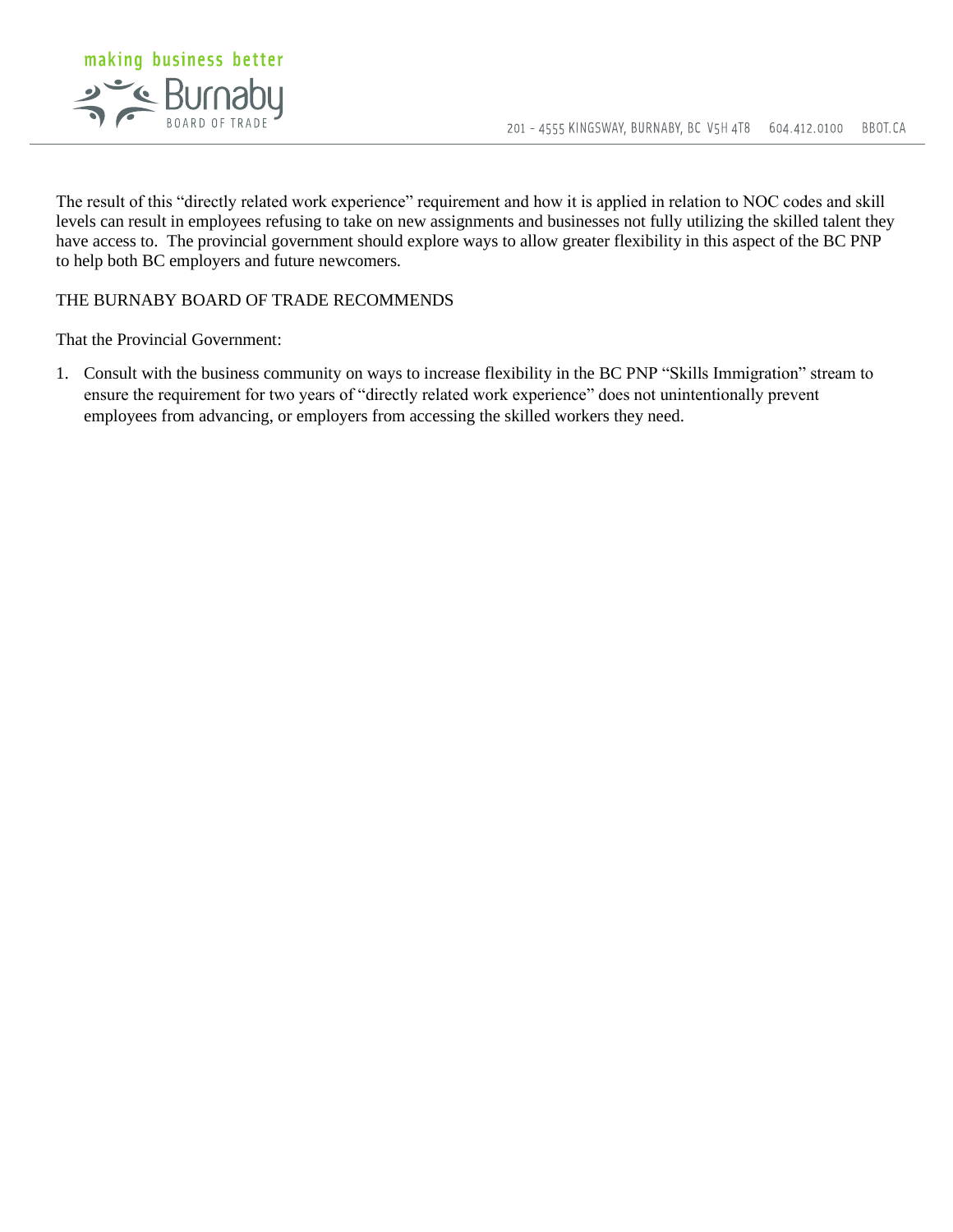The result of this "directly related work experience" requirement and how it is applied in relation to NOC codes and skill levels can result in employees refusing to take on new assignments and businesses not fully utilizing the skilled talent they have access to. The provincial government should explore ways to allow greater flexibility in this aspect of the BC PNP to help both BC employers and future newcomers.

THE BURNABY BOARD OF TRADE RECOMMENDS

That the Provincial Government:

1. Consult with the business community on ways to increase flexibility in the BC PNP "Skills Immigration" stream to ensure the requirement for two years of "directly related work experience" does not unintentionally prevent employees from advancing, or employers from accessing the skilled workers they need.